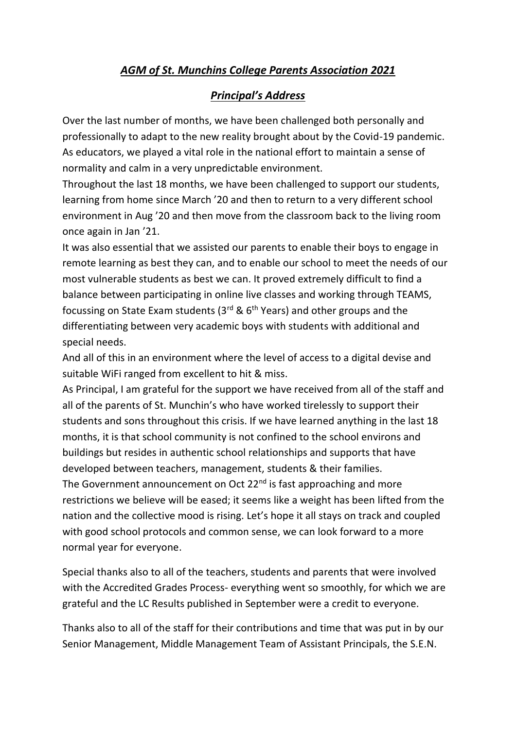## ***AGM of St. Munchins College Parents Association 2021***

## ***Principal's Address***

Over the last number of months, we have been challenged both personally and professionally to adapt to the new reality brought about by the Covid-19 pandemic. As educators, we played a vital role in the national effort to maintain a sense of normality and calm in a very unpredictable environment.

Throughout the last 18 months, we have been challenged to support our students, learning from home since March '20 and then to return to a very different school environment in Aug '20 and then move from the classroom back to the living room once again in Jan '21.

It was also essential that we assisted our parents to enable their boys to engage in remote learning as best they can, and to enable our school to meet the needs of our most vulnerable students as best we can. It proved extremely difficult to find a balance between participating in online live classes and working through TEAMS, focussing on State Exam students (3rd & 6th Years) and other groups and the differentiating between very academic boys with students with additional and special needs.

And all of this in an environment where the level of access to a digital devise and suitable WiFi ranged from excellent to hit & miss.

As Principal, I am grateful for the support we have received from all of the staff and all of the parents of St. Munchin's who have worked tirelessly to support their students and sons throughout this crisis. If we have learned anything in the last 18 months, it is that school community is not confined to the school environs and buildings but resides in authentic school relationships and supports that have developed between teachers, management, students & their families.

The Government announcement on Oct 22nd is fast approaching and more restrictions we believe will be eased; it seems like a weight has been lifted from the nation and the collective mood is rising. Let's hope it all stays on track and coupled with good school protocols and common sense, we can look forward to a more normal year for everyone.

Special thanks also to all of the teachers, students and parents that were involved with the Accredited Grades Process- everything went so smoothly, for which we are grateful and the LC Results published in September were a credit to everyone.

Thanks also to all of the staff for their contributions and time that was put in by our Senior Management, Middle Management Team of Assistant Principals, the S.E.N.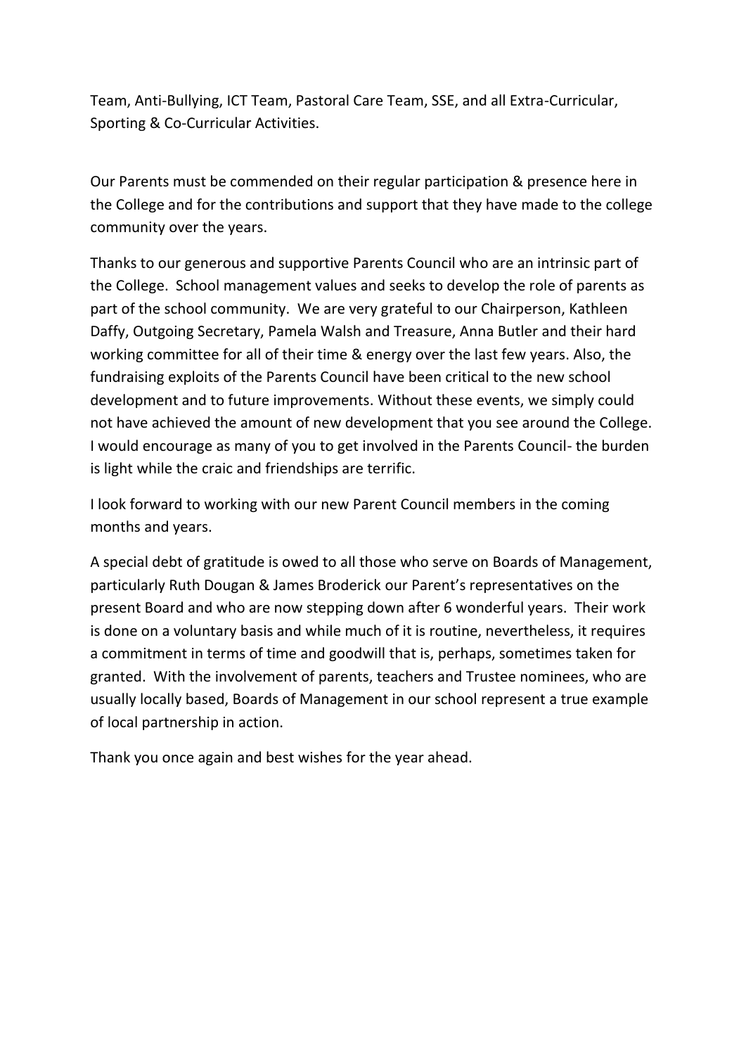Team, Anti-Bullying, ICT Team, Pastoral Care Team, SSE, and all Extra-Curricular, Sporting & Co-Curricular Activities.

Our Parents must be commended on their regular participation & presence here in the College and for the contributions and support that they have made to the college community over the years.

Thanks to our generous and supportive Parents Council who are an intrinsic part of the College. School management values and seeks to develop the role of parents as part of the school community. We are very grateful to our Chairperson, Kathleen Daffy, Outgoing Secretary, Pamela Walsh and Treasure, Anna Butler and their hard working committee for all of their time & energy over the last few years. Also, the fundraising exploits of the Parents Council have been critical to the new school development and to future improvements. Without these events, we simply could not have achieved the amount of new development that you see around the College. I would encourage as many of you to get involved in the Parents Council- the burden is light while the craic and friendships are terrific.

I look forward to working with our new Parent Council members in the coming months and years.

A special debt of gratitude is owed to all those who serve on Boards of Management, particularly Ruth Dougan & James Broderick our Parent's representatives on the present Board and who are now stepping down after 6 wonderful years. Their work is done on a voluntary basis and while much of it is routine, nevertheless, it requires a commitment in terms of time and goodwill that is, perhaps, sometimes taken for granted. With the involvement of parents, teachers and Trustee nominees, who are usually locally based, Boards of Management in our school represent a true example of local partnership in action.

Thank you once again and best wishes for the year ahead.